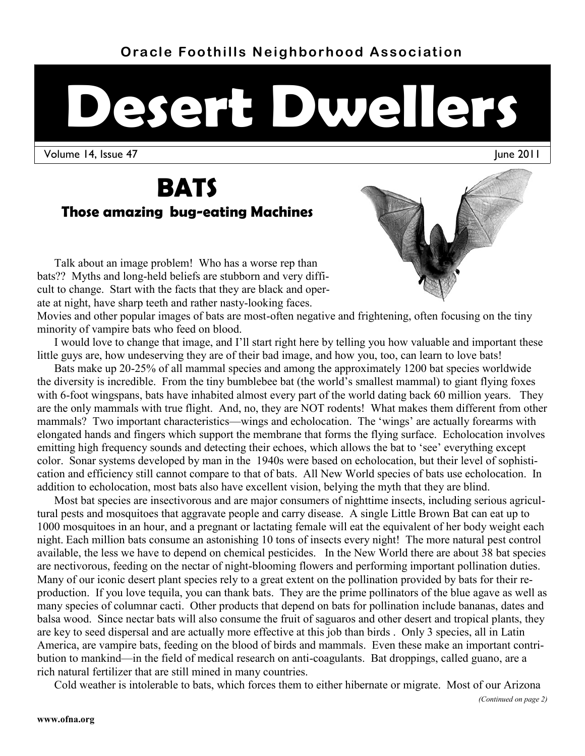Oracle Foothills Neighborhood Association

# Desert Dwellers

Volume 14, Issue 47 June 2011

## BATS

### Those amazing bug-eating Machines

Talk about an image problem! Who has a worse rep than bats?? Myths and long-held beliefs are stubborn and very difficult to change. Start with the facts that they are black and operate at night, have sharp teeth and rather nasty-looking faces. Movies and other popular images of bats are most-often negative and frightening, often focusing on the tiny minority of vampire bats who feed on blood.

I would love to change that image, and I'll start right here by telling you how valuable and important these little guys are, how undeserving they are of their bad image, and how you, too, can learn to love bats!

Bats make up 20-25% of all mammal species and among the approximately 1200 bat species worldwide the diversity is incredible. From the tiny bumblebee bat (the world's smallest mammal) to giant flying foxes with 6-foot wingspans, bats have inhabited almost every part of the world dating back 60 million years. They are the only mammals with true flight. And, no, they are NOT rodents! What makes them different from other mammals? Two important characteristics—wings and echolocation. The 'wings' are actually forearms with elongated hands and fingers which support the membrane that forms the flying surface. Echolocation involves emitting high frequency sounds and detecting their echoes, which allows the bat to 'see' everything except color. Sonar systems developed by man in the 1940s were based on echolocation, but their level of sophistication and efficiency still cannot compare to that of bats. All New World species of bats use echolocation. In addition to echolocation, most bats also have excellent vision, belying the myth that they are blind.

Most bat species are insectivorous and are major consumers of nighttime insects, including serious agricultural pests and mosquitoes that aggravate people and carry disease. A single Little Brown Bat can eat up to 1000 mosquitoes in an hour, and a pregnant or lactating female will eat the equivalent of her body weight each night. Each million bats consume an astonishing 10 tons of insects every night! The more natural pest control available, the less we have to depend on chemical pesticides. In the New World there are about 38 bat species are nectivorous, feeding on the nectar of night-blooming flowers and performing important pollination duties. Many of our iconic desert plant species rely to a great extent on the pollination provided by bats for their reproduction. If you love tequila, you can thank bats. They are the prime pollinators of the blue agave as well as many species of columnar cacti. Other products that depend on bats for pollination include bananas, dates and balsa wood. Since nectar bats will also consume the fruit of saguaros and other desert and tropical plants, they are key to seed dispersal and are actually more effective at this job than birds . Only 3 species, all in Latin America, are vampire bats, feeding on the blood of birds and mammals. Even these make an important contribution to mankind—in the field of medical research on anti-coagulants. Bat droppings, called guano, are a rich natural fertilizer that are still mined in many countries.

Cold weather is intolerable to bats, which forces them to either hibernate or migrate. Most of our Arizona

*(Continued on page 2)*

www.ofna.org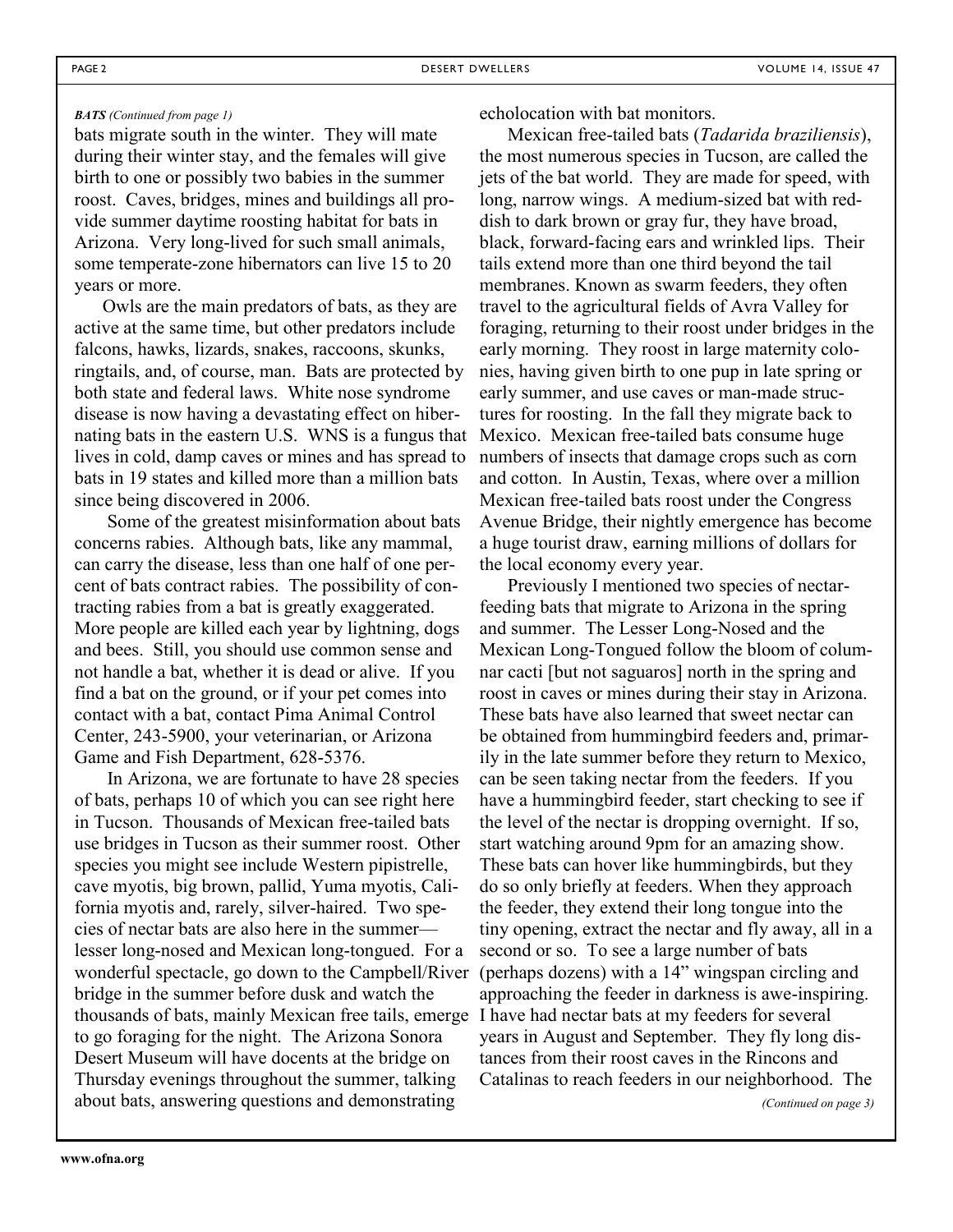*BATS (Continued from page 1)*

bats migrate south in the winter. They will mate during their winter stay, and the females will give birth to one or possibly two babies in the summer roost. Caves, bridges, mines and buildings all provide summer daytime roosting habitat for bats in Arizona. Very long-lived for such small animals, some temperate-zone hibernators can live 15 to 20 years or more.

Owls are the main predators of bats, as they are active at the same time, but other predators include falcons, hawks, lizards, snakes, raccoons, skunks, ringtails, and, of course, man. Bats are protected by both state and federal laws. White nose syndrome disease is now having a devastating effect on hibernating bats in the eastern U.S. WNS is a fungus that lives in cold, damp caves or mines and has spread to bats in 19 states and killed more than a million bats since being discovered in 2006.

Some of the greatest misinformation about bats concerns rabies. Although bats, like any mammal, can carry the disease, less than one half of one percent of bats contract rabies. The possibility of contracting rabies from a bat is greatly exaggerated. More people are killed each year by lightning, dogs and bees. Still, you should use common sense and not handle a bat, whether it is dead or alive. If you find a bat on the ground, or if your pet comes into contact with a bat, contact Pima Animal Control Center, 243-5900, your veterinarian, or Arizona Game and Fish Department, 628-5376.

In Arizona, we are fortunate to have 28 species of bats, perhaps 10 of which you can see right here in Tucson. Thousands of Mexican free-tailed bats use bridges in Tucson as their summer roost. Other species you might see include Western pipistrelle, cave myotis, big brown, pallid, Yuma myotis, California myotis and, rarely, silver-haired. Two species of nectar bats are also here in the summer—lesser long-nosed and Mexican long-tongued. For a wonderful spectacle, go down to the Campbell/River bridge in the summer before dusk and watch the thousands of bats, mainly Mexican free tails, emerge to go foraging for the night. The Arizona Sonora Desert Museum will have docents at the bridge on Thursday evenings throughout the summer, talking about bats, answering questions and demonstrating echolocation with bat monitors.

Mexican free-tailed bats (*Tadarida braziliensis*), the most numerous species in Tucson, are called the jets of the bat world. They are made for speed, with long, narrow wings. A medium-sized bat with reddish to dark brown or gray fur, they have broad, black, forward-facing ears and wrinkled lips. Their tails extend more than one third beyond the tail membranes. Known as swarm feeders, they often travel to the agricultural fields of Avra Valley for foraging, returning to their roost under bridges in the early morning. They roost in large maternity colonies, having given birth to one pup in late spring or early summer, and use caves or man-made structures for roosting. In the fall they migrate back to Mexico. Mexican free-tailed bats consume huge numbers of insects that damage crops such as corn and cotton. In Austin, Texas, where over a million Mexican free-tailed bats roost under the Congress Avenue Bridge, their nightly emergence has become a huge tourist draw, earning millions of dollars for the local economy every year.

Previously I mentioned two species of nectar-feeding bats that migrate to Arizona in the spring and summer. The Lesser Long-Nosed and the Mexican Long-Tongued follow the bloom of columnar cacti [but not saguaros] north in the spring and roost in caves or mines during their stay in Arizona. These bats have also learned that sweet nectar can be obtained from hummingbird feeders and, primarily in the late summer before they return to Mexico, can be seen taking nectar from the feeders. If you have a hummingbird feeder, start checking to see if the level of the nectar is dropping overnight. If so, start watching around 9pm for an amazing show. These bats can hover like hummingbirds, but they do so only briefly at feeders. When they approach the feeder, they extend their long tongue into the tiny opening, extract the nectar and fly away, all in a second or so. To see a large number of bats (perhaps dozens) with a 14" wingspan circling and approaching the feeder in darkness is awe-inspiring. I have had nectar bats at my feeders for several years in August and September. They fly long distances from their roost caves in the Rincons and Catalinas to reach feeders in our neighborhood. The

*(Continued on page 3)*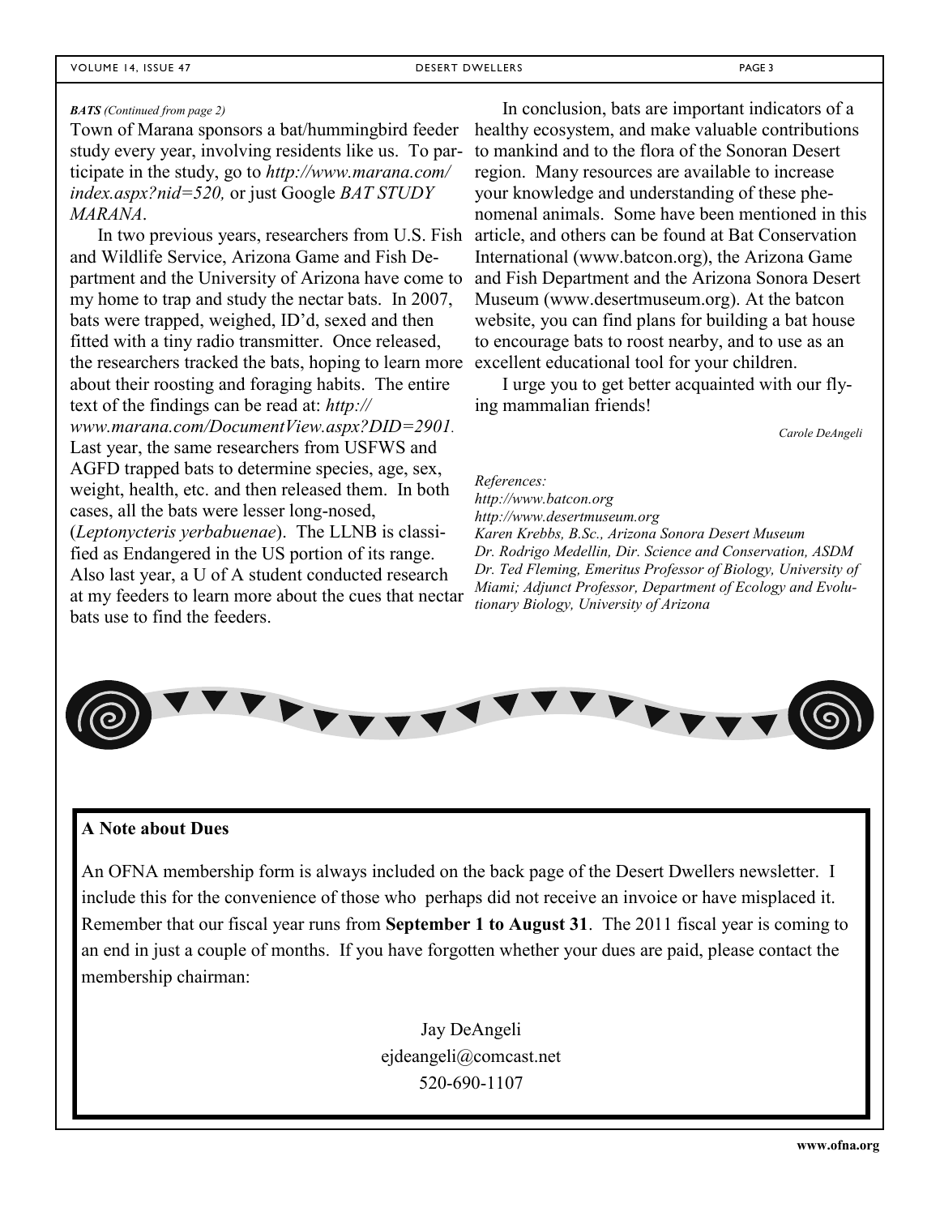*BATS (Continued from page 2)*

Town of Marana sponsors a bat/hummingbird feeder study every year, involving residents like us. To participate in the study, go to *http://www.marana.com/index.aspx?nid=520,* or just Google *BAT STUDY MARANA*.

In two previous years, researchers from U.S. Fish and Wildlife Service, Arizona Game and Fish Department and the University of Arizona have come to my home to trap and study the nectar bats. In 2007, bats were trapped, weighed, ID'd, sexed and then fitted with a tiny radio transmitter. Once released, the researchers tracked the bats, hoping to learn more about their roosting and foraging habits. The entire text of the findings can be read at: *http://www.marana.com/DocumentView.aspx?DID=2901.* Last year, the same researchers from USFWS and AGFD trapped bats to determine species, age, sex, weight, health, etc. and then released them. In both cases, all the bats were lesser long-nosed, (*Leptonycteris yerbabuenae*). The LLNB is classified as Endangered in the US portion of its range. Also last year, a U of A student conducted research at my feeders to learn more about the cues that nectar bats use to find the feeders.

In conclusion, bats are important indicators of a healthy ecosystem, and make valuable contributions to mankind and to the flora of the Sonoran Desert region. Many resources are available to increase your knowledge and understanding of these phenomenal animals. Some have been mentioned in this article, and others can be found at Bat Conservation International (www.batcon.org), the Arizona Game and Fish Department and the Arizona Sonora Desert Museum (www.desertmuseum.org). At the batcon website, you can find plans for building a bat house to encourage bats to roost nearby, and to use as an excellent educational tool for your children.

I urge you to get better acquainted with our flying mammalian friends!

*Carole DeAngeli*

*References:*
*http://www.batcon.org*
*http://www.desertmuseum.org*
*Karen Krebbs, B.Sc., Arizona Sonora Desert Museum*
*Dr. Rodrigo Medellin, Dir. Science and Conservation, ASDM*
*Dr. Ted Fleming, Emeritus Professor of Biology, University of Miami; Adjunct Professor, Department of Ecology and Evolutionary Biology, University of Arizona*

**A Note about Dues**

An OFNA membership form is always included on the back page of the Desert Dwellers newsletter. I include this for the convenience of those who perhaps did not receive an invoice or have misplaced it. Remember that our fiscal year runs from **September 1 to August 31**. The 2011 fiscal year is coming to an end in just a couple of months. If you have forgotten whether your dues are paid, please contact the membership chairman:

Jay DeAngeli
ejdeangeli@comcast.net
520-690-1107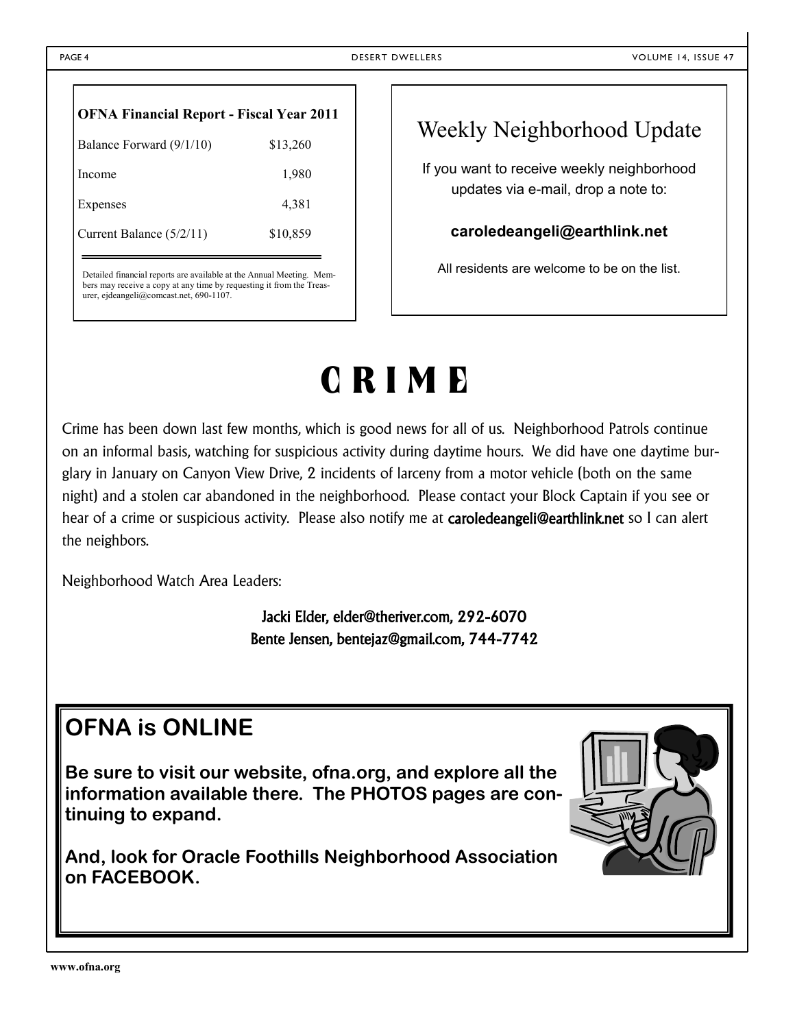## OFNA Financial Report - Fiscal Year 2011

| | |
|---|---|
| Balance Forward (9/1/10) | $13,260 |
| Income | 1,980 |
| Expenses | 4,381 |
| Current Balance (5/2/11) | $10,859 |

Detailed financial reports are available at the Annual Meeting. Members may receive a copy at any time by requesting it from the Treasurer, ejdeangeli@comcast.net, 690-1107.

## Weekly Neighborhood Update

If you want to receive weekly neighborhood updates via e-mail, drop a note to:

**caroledeangeli@earthlink.net**

All residents are welcome to be on the list.

# CRIME

Crime has been down last few months, which is good news for all of us. Neighborhood Patrols continue on an informal basis, watching for suspicious activity during daytime hours. We did have one daytime burglary in January on Canyon View Drive, 2 incidents of larceny from a motor vehicle (both on the same night) and a stolen car abandoned in the neighborhood. Please contact your Block Captain if you see or hear of a crime or suspicious activity. Please also notify me at **caroledeangeli@earthlink.net** so I can alert the neighbors.

Neighborhood Watch Area Leaders:

Jacki Elder, elder@theriver.com, 292-6070
Bente Jensen, bentejaz@gmail.com, 744-7742

## OFNA is ONLINE

**Be sure to visit our website, ofna.org, and explore all the information available there. The PHOTOS pages are continuing to expand.**

**And, look for Oracle Foothills Neighborhood Association on FACEBOOK.**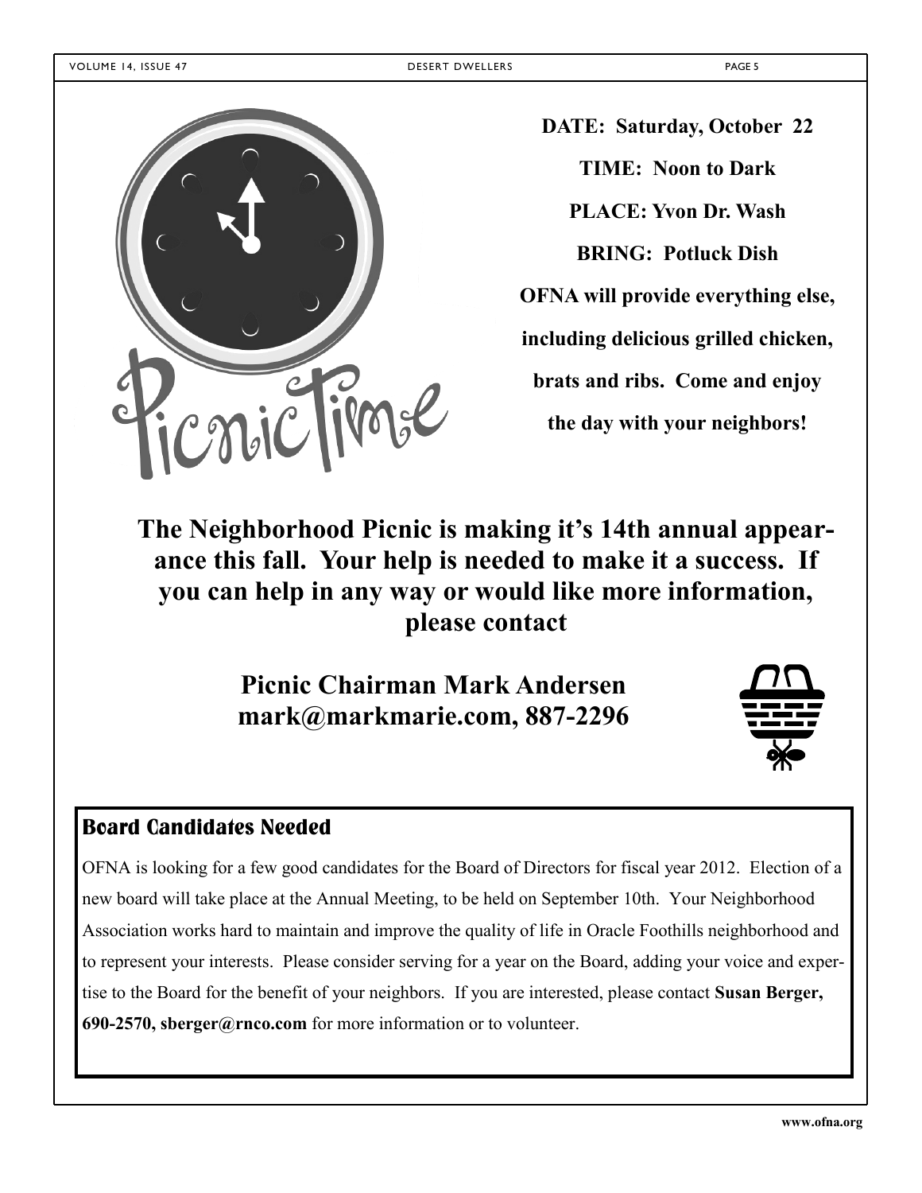Picnic Time

**DATE: Saturday, October 22**

**TIME: Noon to Dark**

**PLACE: Yvon Dr. Wash**

**BRING: Potluck Dish**

**OFNA will provide everything else, including delicious grilled chicken, brats and ribs. Come and enjoy the day with your neighbors!**

**The Neighborhood Picnic is making it's 14th annual appearance this fall. Your help is needed to make it a success. If you can help in any way or would like more information, please contact**

**Picnic Chairman Mark Andersen**
**mark@markmarie.com, 887-2296**

## Board Candidates Needed

OFNA is looking for a few good candidates for the Board of Directors for fiscal year 2012. Election of a new board will take place at the Annual Meeting, to be held on September 10th. Your Neighborhood Association works hard to maintain and improve the quality of life in Oracle Foothills neighborhood and to represent your interests. Please consider serving for a year on the Board, adding your voice and expertise to the Board for the benefit of your neighbors. If you are interested, please contact **Susan Berger, 690-2570, sberger@rnco.com** for more information or to volunteer.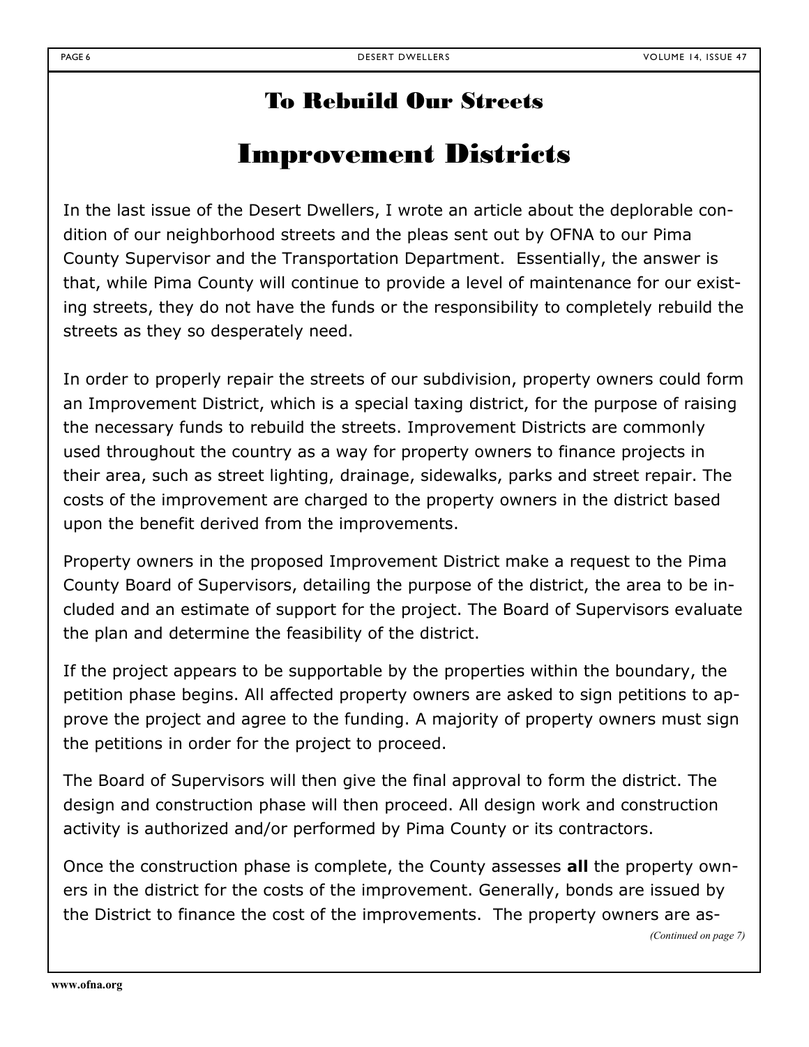## To Rebuild Our Streets

# Improvement Districts

In the last issue of the Desert Dwellers, I wrote an article about the deplorable condition of our neighborhood streets and the pleas sent out by OFNA to our Pima County Supervisor and the Transportation Department. Essentially, the answer is that, while Pima County will continue to provide a level of maintenance for our existing streets, they do not have the funds or the responsibility to completely rebuild the streets as they so desperately need.

In order to properly repair the streets of our subdivision, property owners could form an Improvement District, which is a special taxing district, for the purpose of raising the necessary funds to rebuild the streets. Improvement Districts are commonly used throughout the country as a way for property owners to finance projects in their area, such as street lighting, drainage, sidewalks, parks and street repair. The costs of the improvement are charged to the property owners in the district based upon the benefit derived from the improvements.

Property owners in the proposed Improvement District make a request to the Pima County Board of Supervisors, detailing the purpose of the district, the area to be included and an estimate of support for the project. The Board of Supervisors evaluate the plan and determine the feasibility of the district.

If the project appears to be supportable by the properties within the boundary, the petition phase begins. All affected property owners are asked to sign petitions to approve the project and agree to the funding. A majority of property owners must sign the petitions in order for the project to proceed.

The Board of Supervisors will then give the final approval to form the district. The design and construction phase will then proceed. All design work and construction activity is authorized and/or performed by Pima County or its contractors.

Once the construction phase is complete, the County assesses **all** the property owners in the district for the costs of the improvement. Generally, bonds are issued by the District to finance the cost of the improvements. The property owners are as-

*(Continued on page 7)*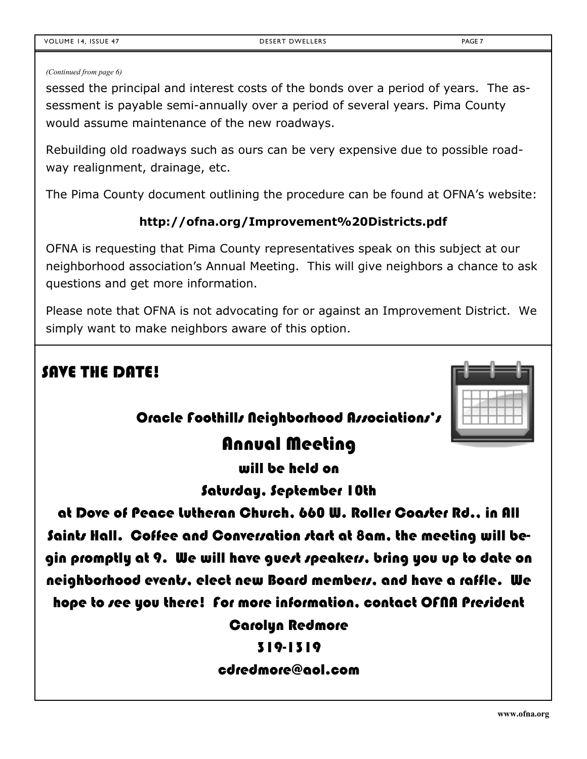*(Continued from page 6)*

sessed the principal and interest costs of the bonds over a period of years. The assessment is payable semi-annually over a period of several years. Pima County would assume maintenance of the new roadways.

Rebuilding old roadways such as ours can be very expensive due to possible roadway realignment, drainage, etc.

The Pima County document outlining the procedure can be found at OFNA's website:

**http://ofna.org/Improvement%20Districts.pdf**

OFNA is requesting that Pima County representatives speak on this subject at our neighborhood association's Annual Meeting. This will give neighbors a chance to ask questions and get more information.

Please note that OFNA is not advocating for or against an Improvement District. We simply want to make neighbors aware of this option.

## SAVE THE DATE!

**Oracle Foothills Neighborhood Associations's**

## Annual Meeting

**will be held on**

**Saturday, September 10th**

**at Dove of Peace Lutheran Church, 660 W. Roller Coaster Rd., in All Saints Hall. Coffee and Conversation start at 8am, the meeting will begin promptly at 9. We will have guest speakers, bring you up to date on neighborhood events, elect new Board members, and have a raffle. We hope to see you there! For more information, contact OFNA President**

**Carolyn Redmore**

**319-1319**

**cdredmore@aol.com**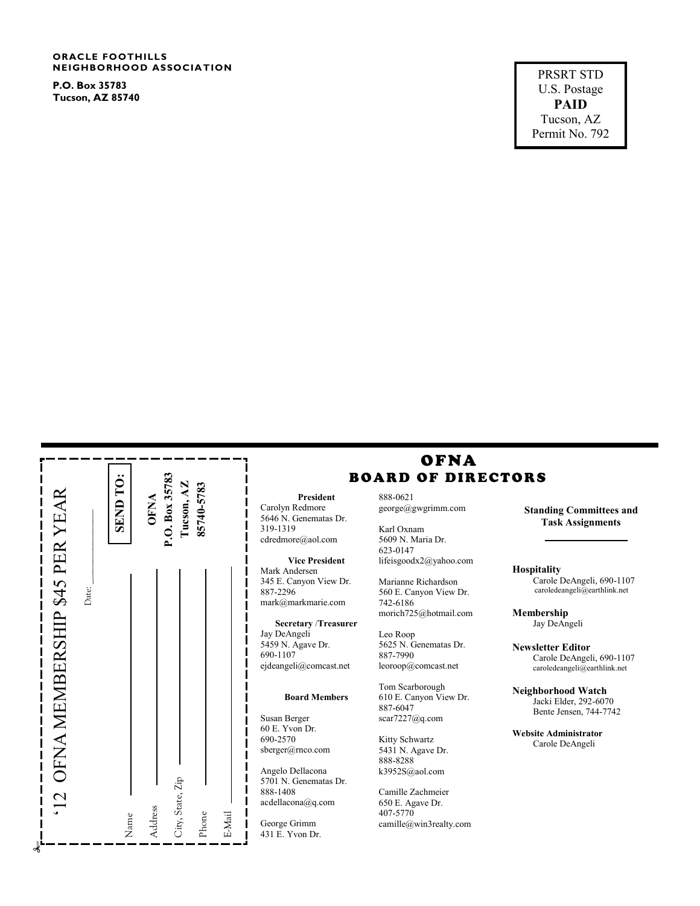**ORACLE FOOTHILLS NEIGHBORHOOD ASSOCIATION**

**P.O. Box 35783**
**Tucson, AZ 85740**

PRSRT STD
U.S. Postage
**PAID**
Tucson, AZ
Permit No. 792

## '12 OFNA MEMBERSHIP $45 PER YEAR

Date: ____________

**SEND TO:**

**OFNA**
**P.O. Box 35783**
**Tucson, AZ**
**85740-5783**

Name ____________

Address ____________

City, State, Zip ____________

Phone ____________

E-Mail ____________

# OFNA BOARD OF DIRECTORS

**President**
Carolyn Redmore
5646 N. Genematas Dr.
319-1319
cdredmore@aol.com

**Vice President**
Mark Andersen
345 E. Canyon View Dr.
887-2296
mark@markmarie.com

**Secretary /Treasurer**
Jay DeAngeli
5459 N. Agave Dr.
690-1107
ejdeangeli@comcast.net

**Board Members**

Susan Berger
60 E. Yvon Dr.
690-2570
sberger@rnco.com

Angelo Dellacona
5701 N. Genematas Dr.
888-1408
acdellacona@q.com

George Grimm
431 E. Yvon Dr.
888-0621
george@gwgrimm.com

Karl Oxnam
5609 N. Maria Dr.
623-0147
lifeisgoodx2@yahoo.com

Marianne Richardson
560 E. Canyon View Dr.
742-6186
morich725@hotmail.com

Leo Roop
5625 N. Genematas Dr.
887-7990
leoroop@comcast.net

Tom Scarborough
610 E. Canyon View Dr.
887-6047
scar7227@q.com

Kitty Schwartz
5431 N. Agave Dr.
888-8288
k3952S@aol.com

Camille Zachmeier
650 E. Agave Dr.
407-5770
camille@win3realty.com

**Standing Committees and Task Assignments**

**Hospitality**
Carole DeAngeli, 690-1107
caroledeangeli@earthlink.net

**Membership**
Jay DeAngeli

**Newsletter Editor**
Carole DeAngeli, 690-1107
caroledeangeli@earthlink.net

**Neighborhood Watch**
Jacki Elder, 292-6070
Bente Jensen, 744-7742

**Website Administrator**
Carole DeAngeli